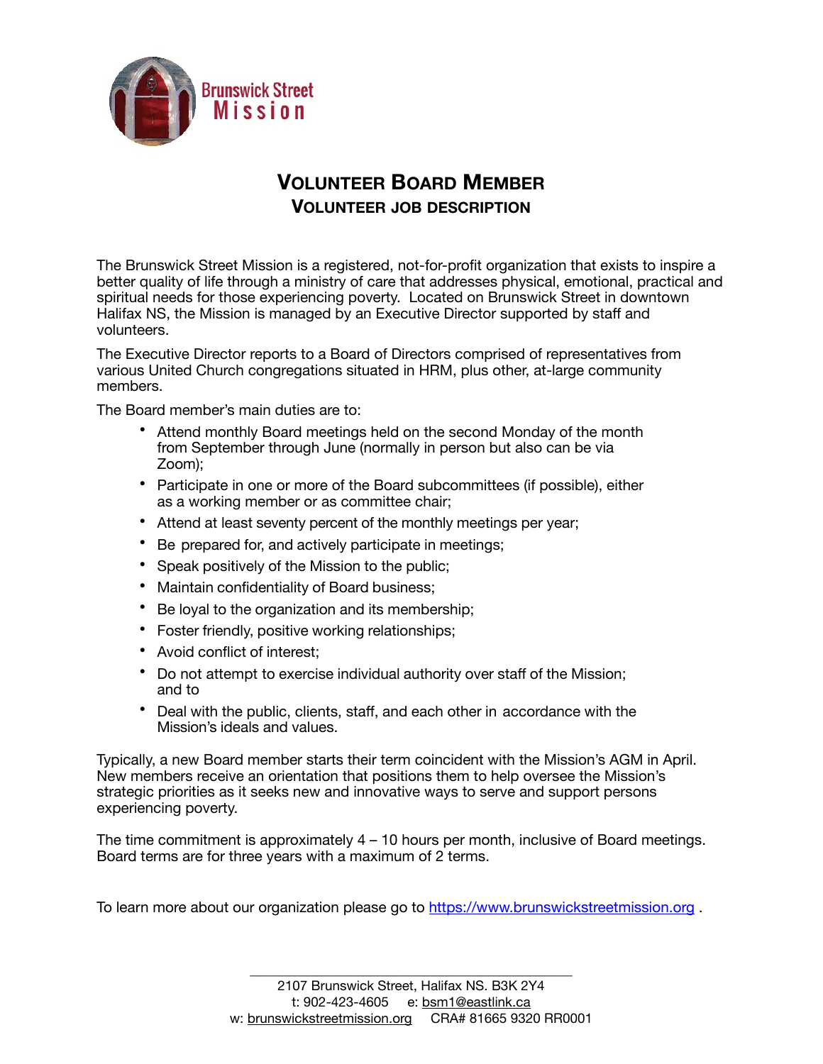Brunswick Street Mission

# Volunteer Board Member

## Volunteer Job Description

The Brunswick Street Mission is a registered, not-for-profit organization that exists to inspire a better quality of life through a ministry of care that addresses physical, emotional, practical and spiritual needs for those experiencing poverty. Located on Brunswick Street in downtown Halifax NS, the Mission is managed by an Executive Director supported by staff and volunteers.

The Executive Director reports to a Board of Directors comprised of representatives from various United Church congregations situated in HRM, plus other, at-large community members.

The Board member's main duties are to:

- Attend monthly Board meetings held on the second Monday of the month from September through June (normally in person but also can be via Zoom);
- Participate in one or more of the Board subcommittees (if possible), either as a working member or as committee chair;
- Attend at least seventy percent of the monthly meetings per year;
- Be prepared for, and actively participate in meetings;
- Speak positively of the Mission to the public;
- Maintain confidentiality of Board business;
- Be loyal to the organization and its membership;
- Foster friendly, positive working relationships;
- Avoid conflict of interest;
- Do not attempt to exercise individual authority over staff of the Mission; and to
- Deal with the public, clients, staff, and each other in accordance with the Mission's ideals and values.

Typically, a new Board member starts their term coincident with the Mission's AGM in April. New members receive an orientation that positions them to help oversee the Mission's strategic priorities as it seeks new and innovative ways to serve and support persons experiencing poverty.

The time commitment is approximately 4 – 10 hours per month, inclusive of Board meetings. Board terms are for three years with a maximum of 2 terms.

To learn more about our organization please go to https://www.brunswickstreetmission.org .

---

2107 Brunswick Street, Halifax NS. B3K 2Y4
t: 902-423-4605 e: bsm1@eastlink.ca
w: brunswickstreetmission.org CRA# 81665 9320 RR0001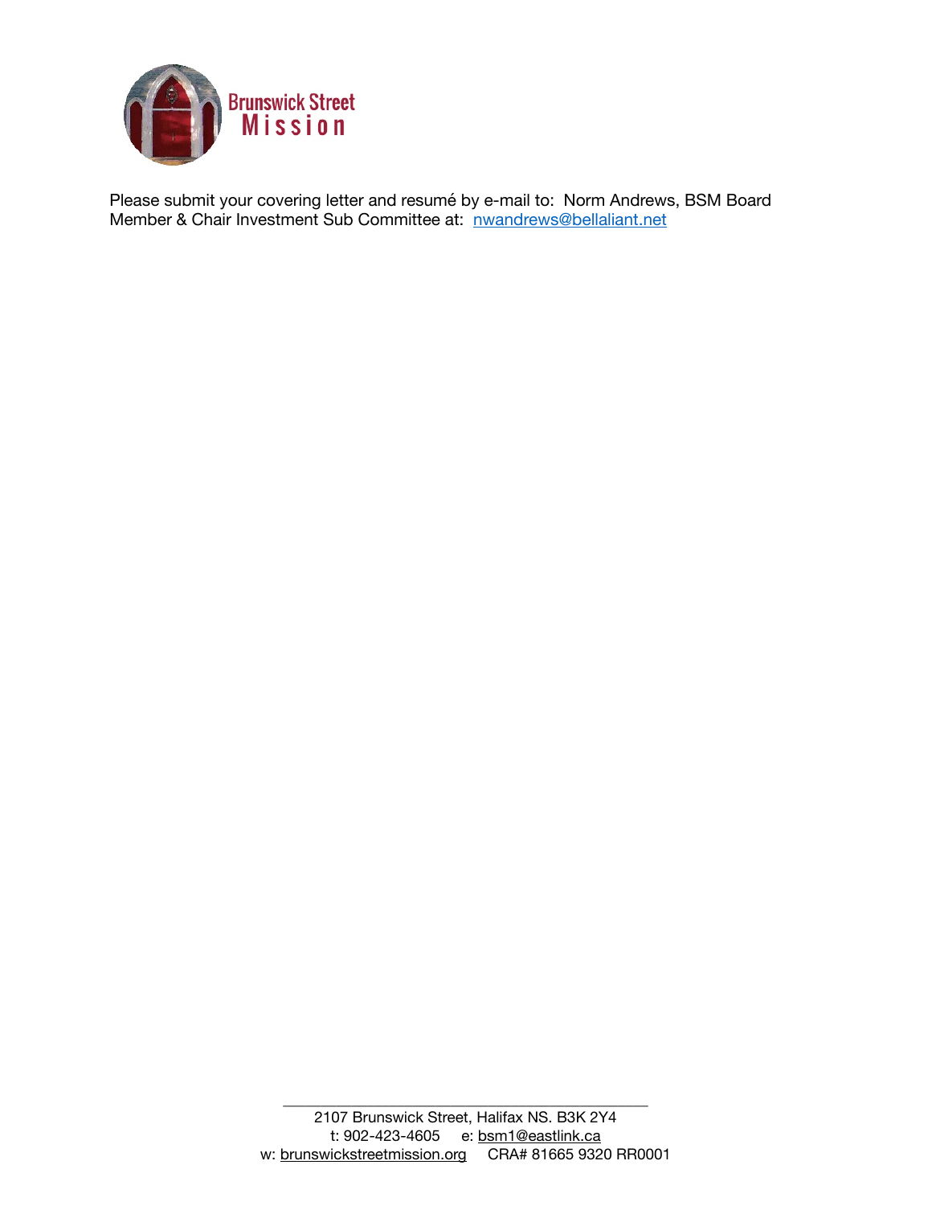Brunswick Street Mission

Please submit your covering letter and resumé by e-mail to: Norm Andrews, BSM Board Member & Chair Investment Sub Committee at: nwandrews@bellaliant.net